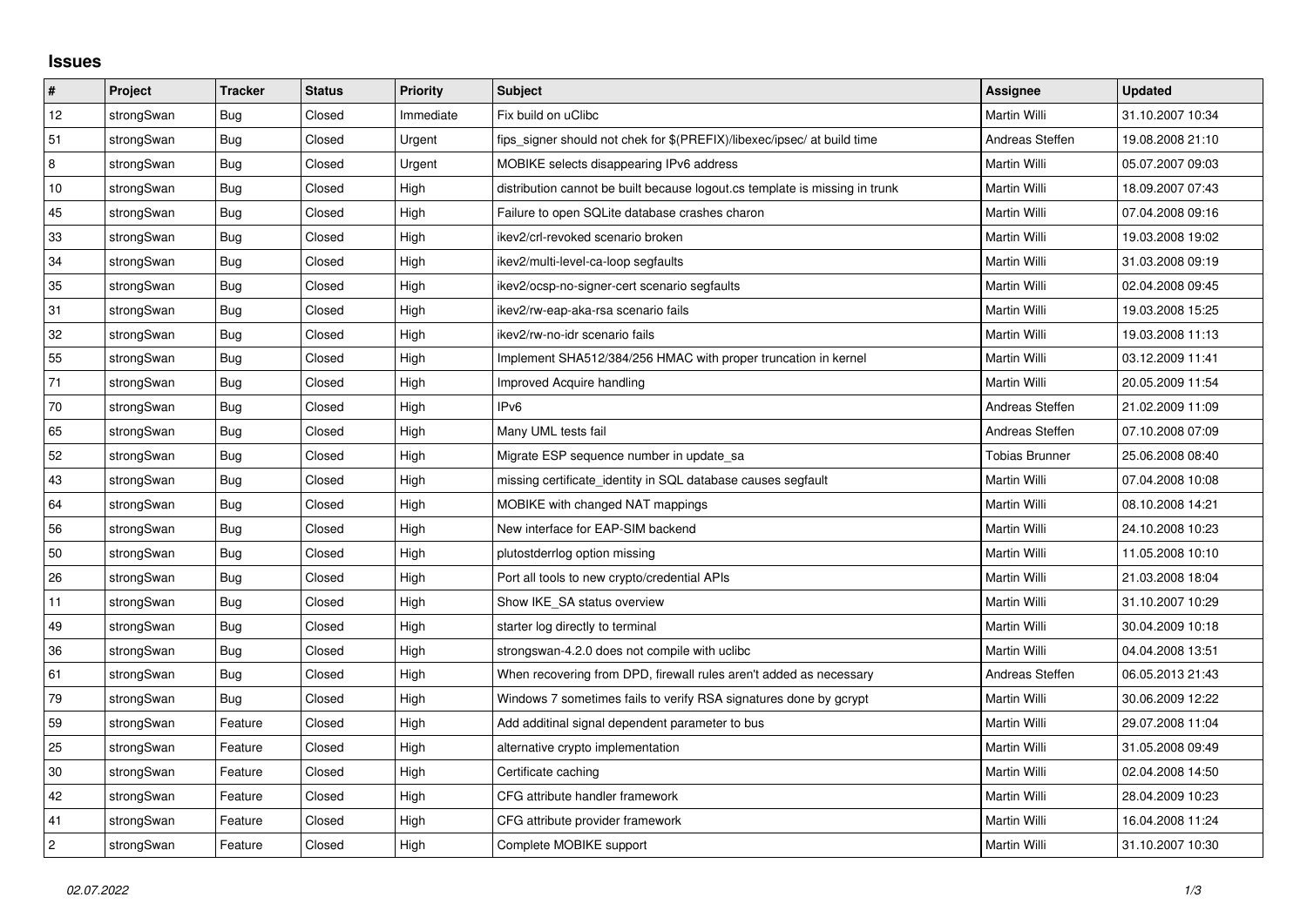## Issues

| # | Project | Tracker | Status | Priority | Subject | Assignee | Updated |
|---|---|---|---|---|---|---|---|
| 12 | strongSwan | Bug | Closed | Immediate | Fix build on uClibc | Martin Willi | 31.10.2007 10:34 |
| 51 | strongSwan | Bug | Closed | Urgent | fips_signer should not chek for $(PREFIX)/libexec/ipsec/ at build time | Andreas Steffen | 19.08.2008 21:10 |
| 8 | strongSwan | Bug | Closed | Urgent | MOBIKE selects disappearing IPv6 address | Martin Willi | 05.07.2007 09:03 |
| 10 | strongSwan | Bug | Closed | High | distribution cannot be built because logout.cs template is missing in trunk | Martin Willi | 18.09.2007 07:43 |
| 45 | strongSwan | Bug | Closed | High | Failure to open SQLite database crashes charon | Martin Willi | 07.04.2008 09:16 |
| 33 | strongSwan | Bug | Closed | High | ikev2/crl-revoked scenario broken | Martin Willi | 19.03.2008 19:02 |
| 34 | strongSwan | Bug | Closed | High | ikev2/multi-level-ca-loop segfaults | Martin Willi | 31.03.2008 09:19 |
| 35 | strongSwan | Bug | Closed | High | ikev2/ocsp-no-signer-cert scenario segfaults | Martin Willi | 02.04.2008 09:45 |
| 31 | strongSwan | Bug | Closed | High | ikev2/rw-eap-aka-rsa scenario fails | Martin Willi | 19.03.2008 15:25 |
| 32 | strongSwan | Bug | Closed | High | ikev2/rw-no-idr scenario fails | Martin Willi | 19.03.2008 11:13 |
| 55 | strongSwan | Bug | Closed | High | Implement SHA512/384/256 HMAC with proper truncation in kernel | Martin Willi | 03.12.2009 11:41 |
| 71 | strongSwan | Bug | Closed | High | Improved Acquire handling | Martin Willi | 20.05.2009 11:54 |
| 70 | strongSwan | Bug | Closed | High | IPv6 | Andreas Steffen | 21.02.2009 11:09 |
| 65 | strongSwan | Bug | Closed | High | Many UML tests fail | Andreas Steffen | 07.10.2008 07:09 |
| 52 | strongSwan | Bug | Closed | High | Migrate ESP sequence number in update_sa | Tobias Brunner | 25.06.2008 08:40 |
| 43 | strongSwan | Bug | Closed | High | missing certificate_identity in SQL database causes segfault | Martin Willi | 07.04.2008 10:08 |
| 64 | strongSwan | Bug | Closed | High | MOBIKE with changed NAT mappings | Martin Willi | 08.10.2008 14:21 |
| 56 | strongSwan | Bug | Closed | High | New interface for EAP-SIM backend | Martin Willi | 24.10.2008 10:23 |
| 50 | strongSwan | Bug | Closed | High | plutostderrlog option missing | Martin Willi | 11.05.2008 10:10 |
| 26 | strongSwan | Bug | Closed | High | Port all tools to new crypto/credential APIs | Martin Willi | 21.03.2008 18:04 |
| 11 | strongSwan | Bug | Closed | High | Show IKE_SA status overview | Martin Willi | 31.10.2007 10:29 |
| 49 | strongSwan | Bug | Closed | High | starter log directly to terminal | Martin Willi | 30.04.2009 10:18 |
| 36 | strongSwan | Bug | Closed | High | strongswan-4.2.0 does not compile with uclibc | Martin Willi | 04.04.2008 13:51 |
| 61 | strongSwan | Bug | Closed | High | When recovering from DPD, firewall rules aren't added as necessary | Andreas Steffen | 06.05.2013 21:43 |
| 79 | strongSwan | Bug | Closed | High | Windows 7 sometimes fails to verify RSA signatures done by gcrypt | Martin Willi | 30.06.2009 12:22 |
| 59 | strongSwan | Feature | Closed | High | Add additinal signal dependent parameter to bus | Martin Willi | 29.07.2008 11:04 |
| 25 | strongSwan | Feature | Closed | High | alternative crypto implementation | Martin Willi | 31.05.2008 09:49 |
| 30 | strongSwan | Feature | Closed | High | Certificate caching | Martin Willi | 02.04.2008 14:50 |
| 42 | strongSwan | Feature | Closed | High | CFG attribute handler framework | Martin Willi | 28.04.2009 10:23 |
| 41 | strongSwan | Feature | Closed | High | CFG attribute provider framework | Martin Willi | 16.04.2008 11:24 |
| 2 | strongSwan | Feature | Closed | High | Complete MOBIKE support | Martin Willi | 31.10.2007 10:30 |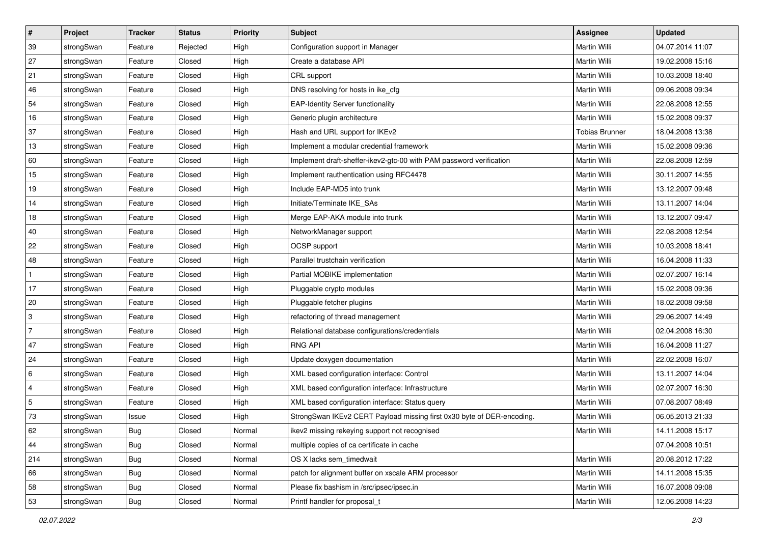| # | Project | Tracker | Status | Priority | Subject | Assignee | Updated |
|---|---|---|---|---|---|---|---|
| 39 | strongSwan | Feature | Rejected | High | Configuration support in Manager | Martin Willi | 04.07.2014 11:07 |
| 27 | strongSwan | Feature | Closed | High | Create a database API | Martin Willi | 19.02.2008 15:16 |
| 21 | strongSwan | Feature | Closed | High | CRL support | Martin Willi | 10.03.2008 18:40 |
| 46 | strongSwan | Feature | Closed | High | DNS resolving for hosts in ike_cfg | Martin Willi | 09.06.2008 09:34 |
| 54 | strongSwan | Feature | Closed | High | EAP-Identity Server functionality | Martin Willi | 22.08.2008 12:55 |
| 16 | strongSwan | Feature | Closed | High | Generic plugin architecture | Martin Willi | 15.02.2008 09:37 |
| 37 | strongSwan | Feature | Closed | High | Hash and URL support for IKEv2 | Tobias Brunner | 18.04.2008 13:38 |
| 13 | strongSwan | Feature | Closed | High | Implement a modular credential framework | Martin Willi | 15.02.2008 09:36 |
| 60 | strongSwan | Feature | Closed | High | Implement draft-sheffer-ikev2-gtc-00 with PAM password verification | Martin Willi | 22.08.2008 12:59 |
| 15 | strongSwan | Feature | Closed | High | Implement rauthentication using RFC4478 | Martin Willi | 30.11.2007 14:55 |
| 19 | strongSwan | Feature | Closed | High | Include EAP-MD5 into trunk | Martin Willi | 13.12.2007 09:48 |
| 14 | strongSwan | Feature | Closed | High | Initiate/Terminate IKE_SAs | Martin Willi | 13.11.2007 14:04 |
| 18 | strongSwan | Feature | Closed | High | Merge EAP-AKA module into trunk | Martin Willi | 13.12.2007 09:47 |
| 40 | strongSwan | Feature | Closed | High | NetworkManager support | Martin Willi | 22.08.2008 12:54 |
| 22 | strongSwan | Feature | Closed | High | OCSP support | Martin Willi | 10.03.2008 18:41 |
| 48 | strongSwan | Feature | Closed | High | Parallel trustchain verification | Martin Willi | 16.04.2008 11:33 |
| 1 | strongSwan | Feature | Closed | High | Partial MOBIKE implementation | Martin Willi | 02.07.2007 16:14 |
| 17 | strongSwan | Feature | Closed | High | Pluggable crypto modules | Martin Willi | 15.02.2008 09:36 |
| 20 | strongSwan | Feature | Closed | High | Pluggable fetcher plugins | Martin Willi | 18.02.2008 09:58 |
| 3 | strongSwan | Feature | Closed | High | refactoring of thread management | Martin Willi | 29.06.2007 14:49 |
| 7 | strongSwan | Feature | Closed | High | Relational database configurations/credentials | Martin Willi | 02.04.2008 16:30 |
| 47 | strongSwan | Feature | Closed | High | RNG API | Martin Willi | 16.04.2008 11:27 |
| 24 | strongSwan | Feature | Closed | High | Update doxygen documentation | Martin Willi | 22.02.2008 16:07 |
| 6 | strongSwan | Feature | Closed | High | XML based configuration interface: Control | Martin Willi | 13.11.2007 14:04 |
| 4 | strongSwan | Feature | Closed | High | XML based configuration interface: Infrastructure | Martin Willi | 02.07.2007 16:30 |
| 5 | strongSwan | Feature | Closed | High | XML based configuration interface: Status query | Martin Willi | 07.08.2007 08:49 |
| 73 | strongSwan | Issue | Closed | High | StrongSwan IKEv2 CERT Payload missing first 0x30 byte of DER-encoding. | Martin Willi | 06.05.2013 21:33 |
| 62 | strongSwan | Bug | Closed | Normal | ikev2 missing rekeying support not recognised | Martin Willi | 14.11.2008 15:17 |
| 44 | strongSwan | Bug | Closed | Normal | multiple copies of ca certificate in cache | | 07.04.2008 10:51 |
| 214 | strongSwan | Bug | Closed | Normal | OS X lacks sem_timedwait | Martin Willi | 20.08.2012 17:22 |
| 66 | strongSwan | Bug | Closed | Normal | patch for alignment buffer on xscale ARM processor | Martin Willi | 14.11.2008 15:35 |
| 58 | strongSwan | Bug | Closed | Normal | Please fix bashism in /src/ipsec/ipsec.in | Martin Willi | 16.07.2008 09:08 |
| 53 | strongSwan | Bug | Closed | Normal | Printf handler for proposal_t | Martin Willi | 12.06.2008 14:23 |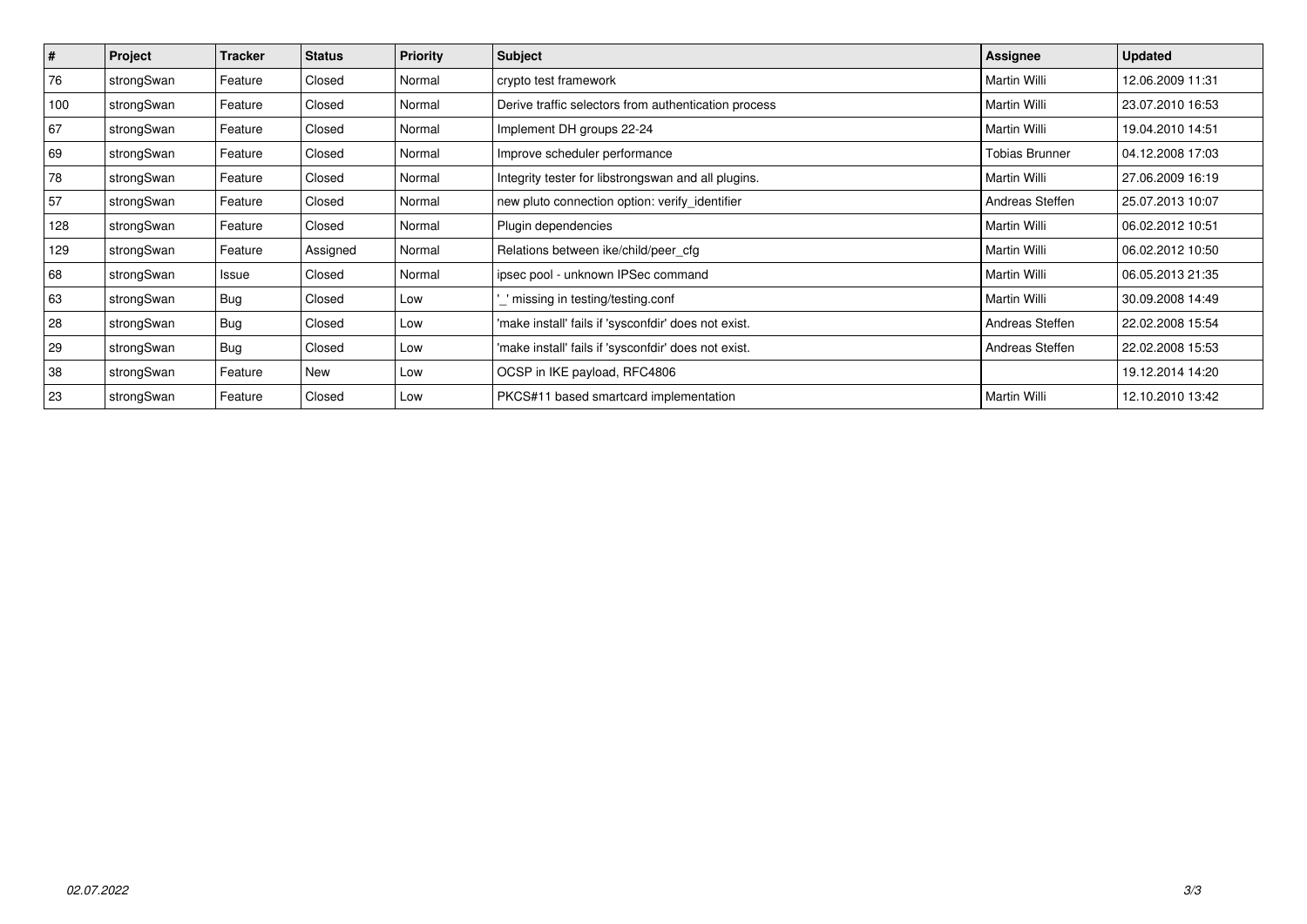| # | Project | Tracker | Status | Priority | Subject | Assignee | Updated |
|---|---|---|---|---|---|---|---|
| 76 | strongSwan | Feature | Closed | Normal | crypto test framework | Martin Willi | 12.06.2009 11:31 |
| 100 | strongSwan | Feature | Closed | Normal | Derive traffic selectors from authentication process | Martin Willi | 23.07.2010 16:53 |
| 67 | strongSwan | Feature | Closed | Normal | Implement DH groups 22-24 | Martin Willi | 19.04.2010 14:51 |
| 69 | strongSwan | Feature | Closed | Normal | Improve scheduler performance | Tobias Brunner | 04.12.2008 17:03 |
| 78 | strongSwan | Feature | Closed | Normal | Integrity tester for libstrongswan and all plugins. | Martin Willi | 27.06.2009 16:19 |
| 57 | strongSwan | Feature | Closed | Normal | new pluto connection option: verify_identifier | Andreas Steffen | 25.07.2013 10:07 |
| 128 | strongSwan | Feature | Closed | Normal | Plugin dependencies | Martin Willi | 06.02.2012 10:51 |
| 129 | strongSwan | Feature | Assigned | Normal | Relations between ike/child/peer_cfg | Martin Willi | 06.02.2012 10:50 |
| 68 | strongSwan | Issue | Closed | Normal | ipsec pool - unknown IPSec command | Martin Willi | 06.05.2013 21:35 |
| 63 | strongSwan | Bug | Closed | Low | '_' missing in testing/testing.conf | Martin Willi | 30.09.2008 14:49 |
| 28 | strongSwan | Bug | Closed | Low | 'make install' fails if 'sysconfdir' does not exist. | Andreas Steffen | 22.02.2008 15:54 |
| 29 | strongSwan | Bug | Closed | Low | 'make install' fails if 'sysconfdir' does not exist. | Andreas Steffen | 22.02.2008 15:53 |
| 38 | strongSwan | Feature | New | Low | OCSP in IKE payload, RFC4806 | | 19.12.2014 14:20 |
| 23 | strongSwan | Feature | Closed | Low | PKCS#11 based smartcard implementation | Martin Willi | 12.10.2010 13:42 |